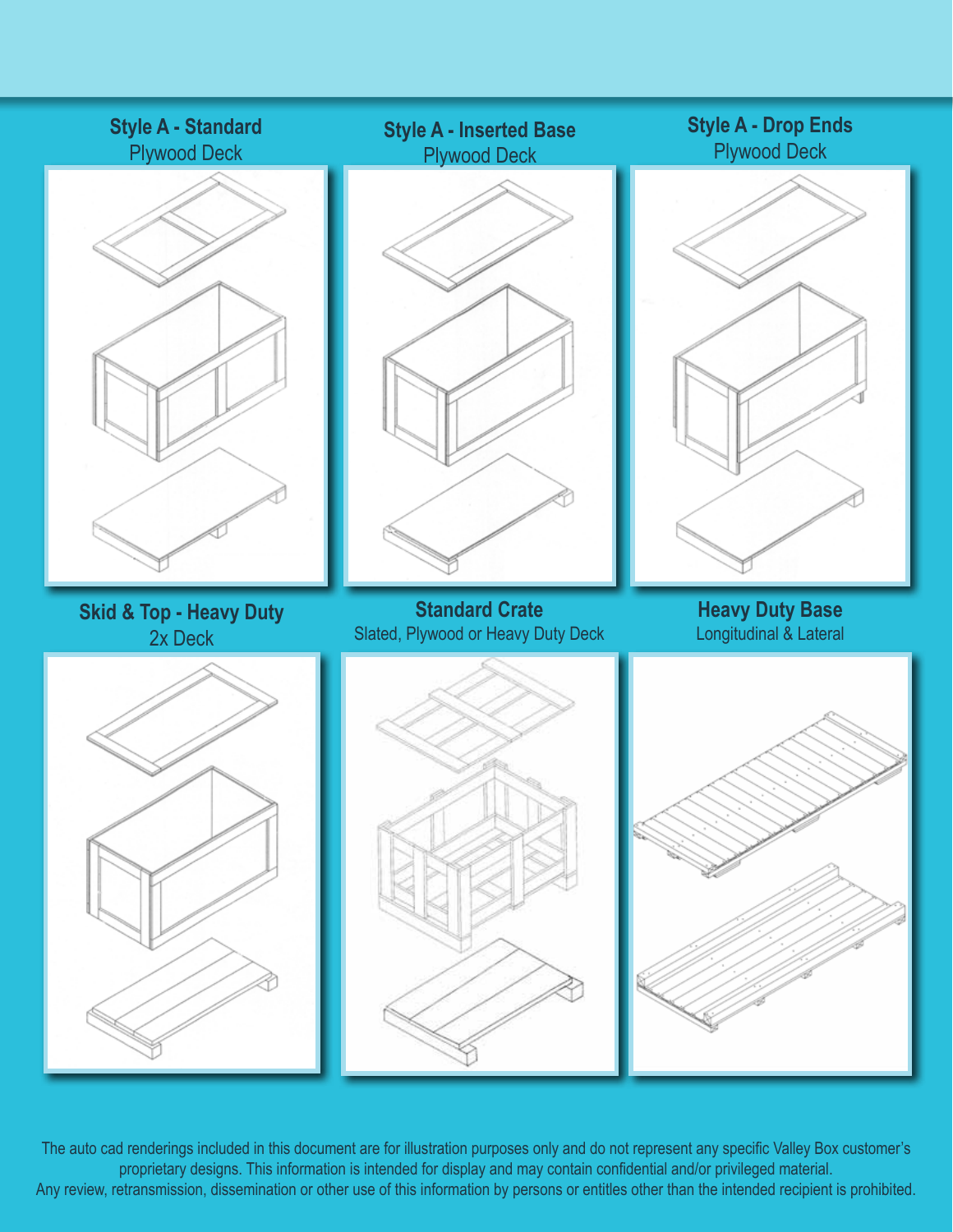**Style A - Standard**
Plywood Deck

**Style A - Inserted Base**
Plywood Deck

**Style A - Drop Ends**
Plywood Deck

**Skid & Top - Heavy Duty**
2x Deck

**Standard Crate**
Slated, Plywood or Heavy Duty Deck

**Heavy Duty Base**
Longitudinal & Lateral

The auto cad renderings included in this document are for illustration purposes only and do not represent any specific Valley Box customer's proprietary designs. This information is intended for display and may contain confidential and/or privileged material.
Any review, retransmission, dissemination or other use of this information by persons or entitles other than the intended recipient is prohibited.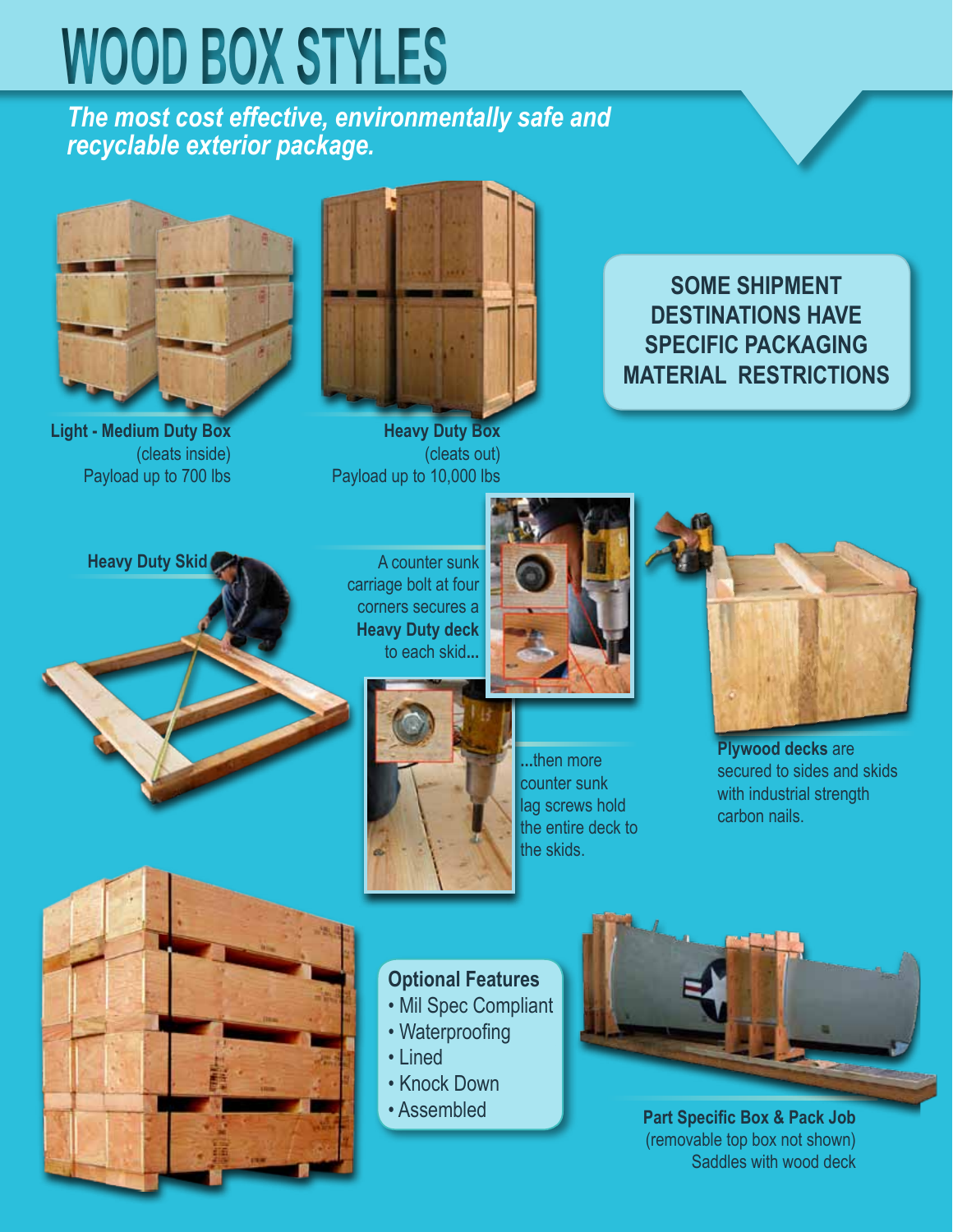# WOOD BOX STYLES

***The most cost effective, environmentally safe and recyclable exterior package.***

**Light - Medium Duty Box**
(cleats inside)
Payload up to 700 lbs

**Heavy Duty Box**
(cleats out)
Payload up to 10,000 lbs

**SOME SHIPMENT DESTINATIONS HAVE SPECIFIC PACKAGING MATERIAL RESTRICTIONS**

**Heavy Duty Skid**

A counter sunk carriage bolt at four corners secures a **Heavy Duty deck** to each skid**...**

**...**then more counter sunk lag screws hold the entire deck to the skids.

**Plywood decks** are secured to sides and skids with industrial strength carbon nails.

## Optional Features

- Mil Spec Compliant
- Waterproofing
- Lined
- Knock Down
- Assembled

**Part Specific Box & Pack Job**
(removable top box not shown)
Saddles with wood deck